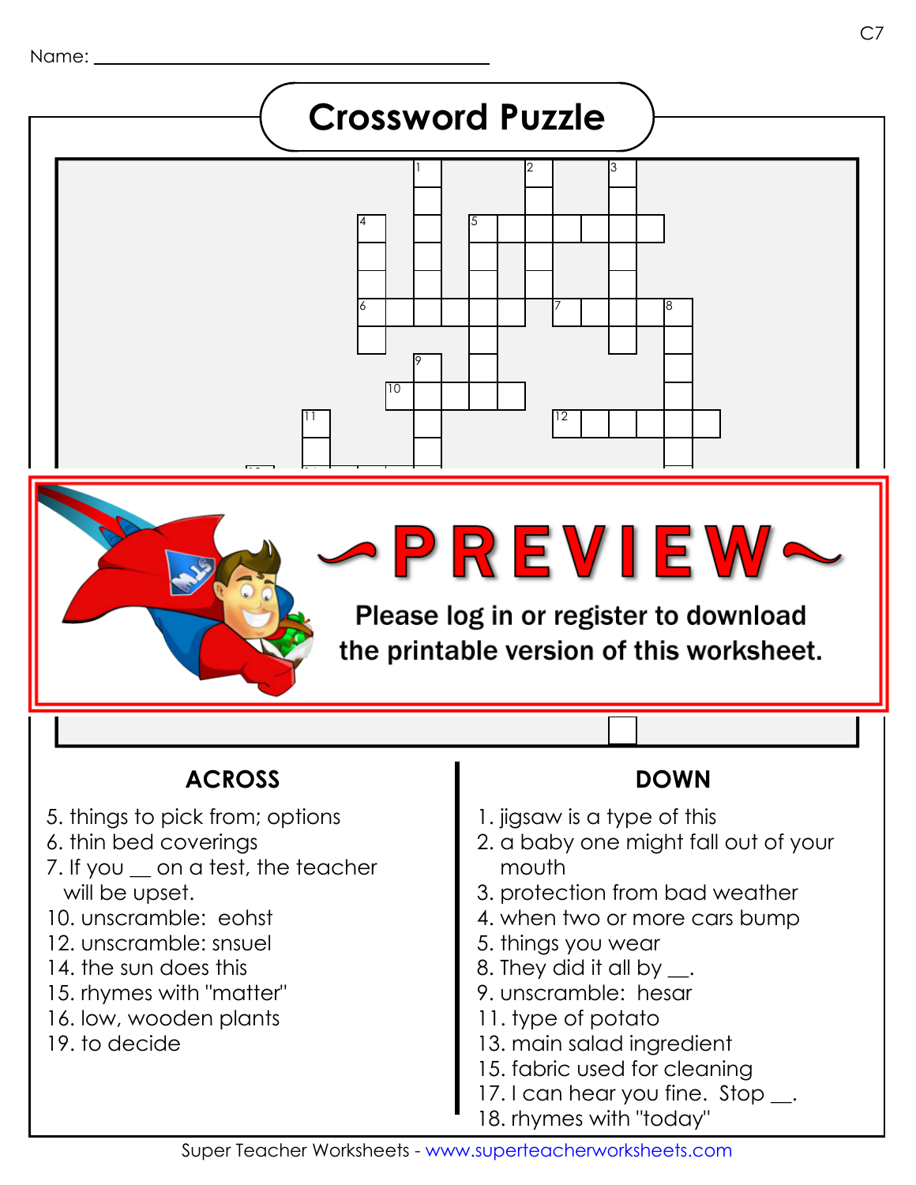Name: ______________________________

# Crossword Puzzle

~PREVIEW~

Please log in or register to download the printable version of this worksheet.

## ACROSS

5. things to pick from; options
6. thin bed coverings
7. If you __ on a test, the teacher will be upset.
10. unscramble: eohst
12. unscramble: snsuel
14. the sun does this
15. rhymes with "matter"
16. low, wooden plants
19. to decide

## DOWN

1. jigsaw is a type of this
2. a baby one might fall out of your mouth
3. protection from bad weather
4. when two or more cars bump
5. things you wear
8. They did it all by __.
9. unscramble: hesar
11. type of potato
13. main salad ingredient
15. fabric used for cleaning
17. I can hear you fine. Stop __.
18. rhymes with "today"

Super Teacher Worksheets - www.superteacherworksheets.com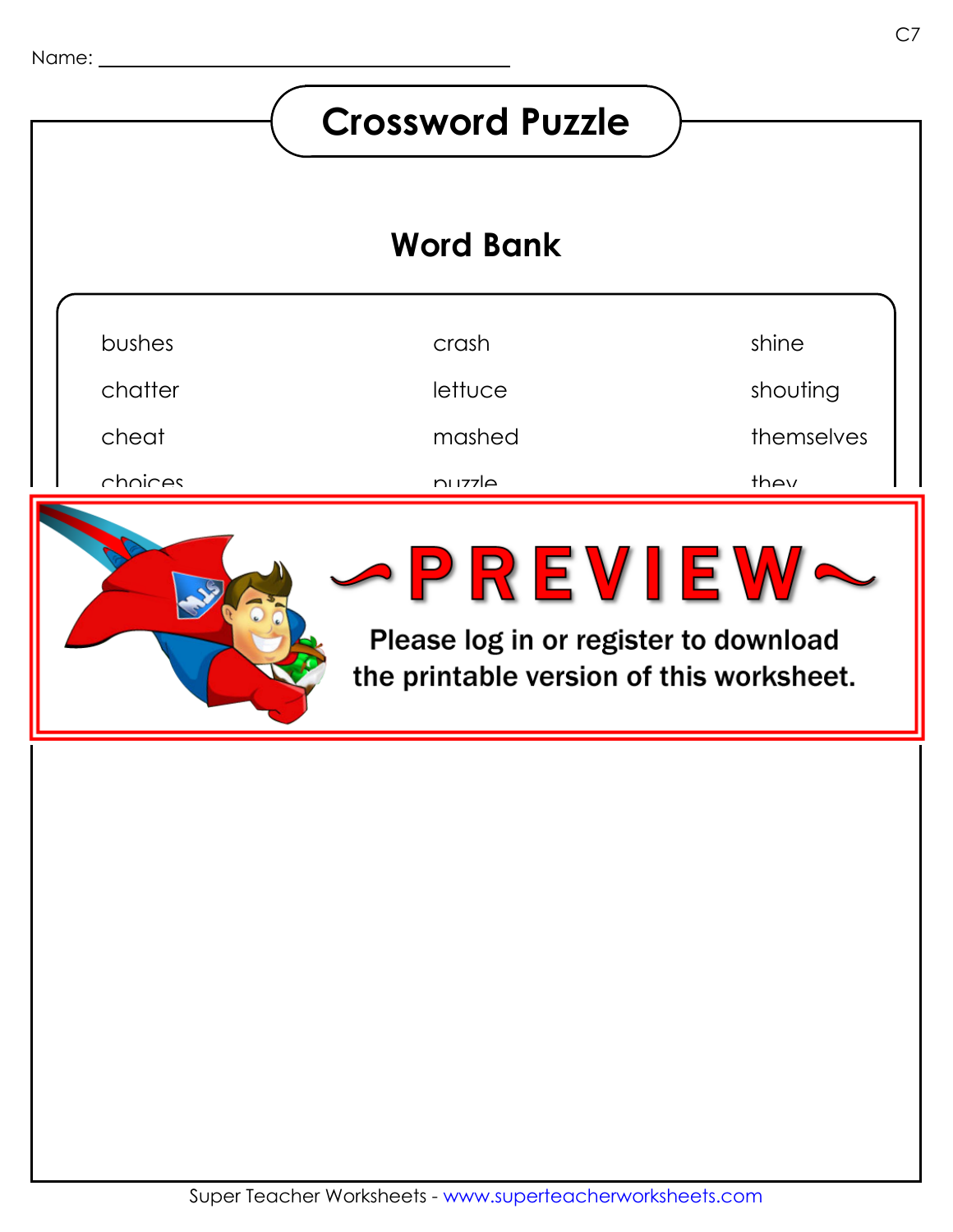Name: ____________________________________

# Crossword Puzzle

## Word Bank

| | | |
|---|---|---|
| bushes | crash | shine |
| chatter | lettuce | shouting |
| cheat | mashed | themselves |
| choices | puzzle | they |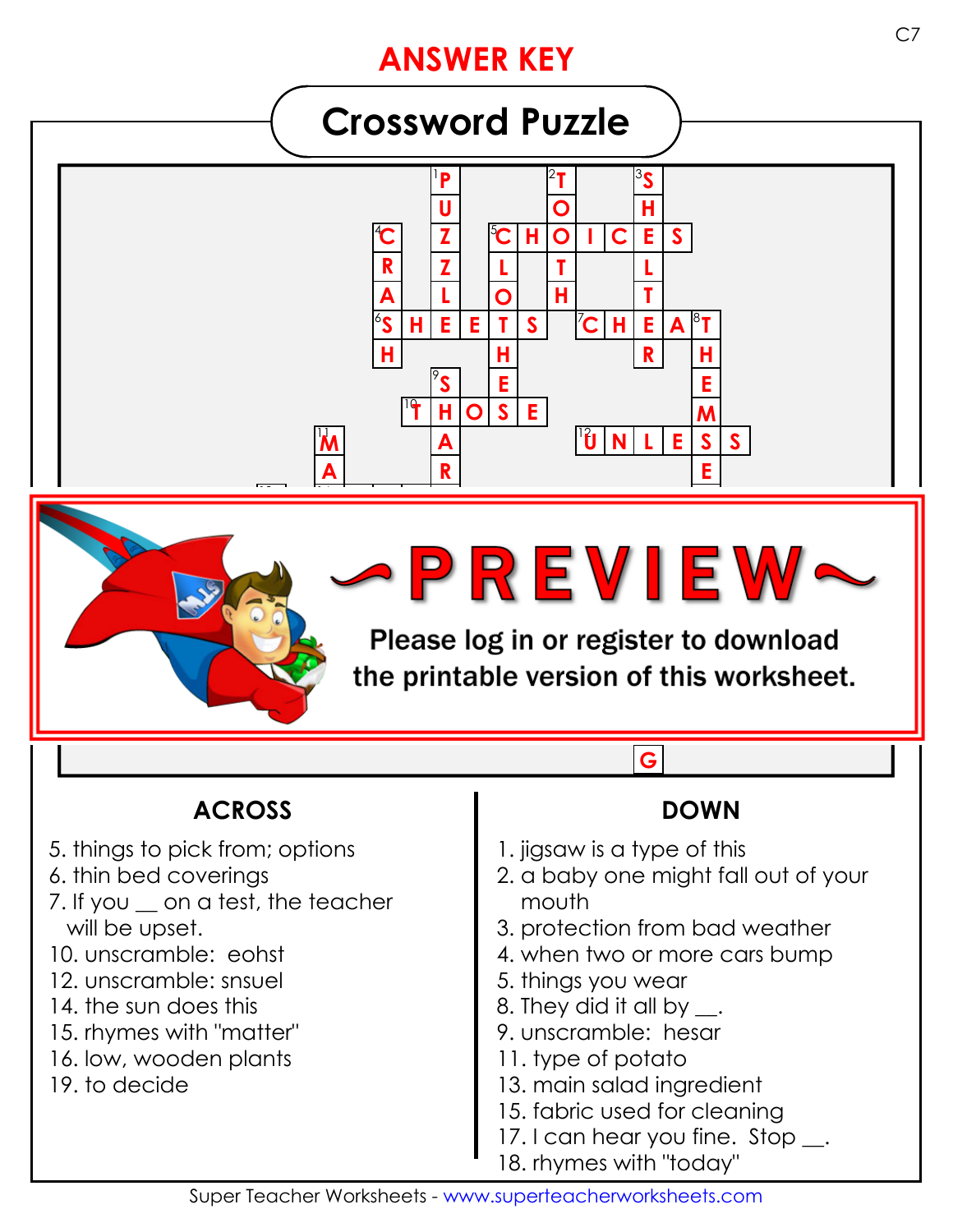# ANSWER KEY

## Crossword Puzzle

~PREVIEW~

Please log in or register to download the printable version of this worksheet.

### ACROSS

5. things to pick from; options
6. thin bed coverings
7. If you __ on a test, the teacher will be upset.
10. unscramble: eohst
12. unscramble: snsuel
14. the sun does this
15. rhymes with "matter"
16. low, wooden plants
19. to decide

### DOWN

1. jigsaw is a type of this
2. a baby one might fall out of your mouth
3. protection from bad weather
4. when two or more cars bump
5. things you wear
8. They did it all by __.
9. unscramble: hesar
11. type of potato
13. main salad ingredient
15. fabric used for cleaning
17. I can hear you fine. Stop __.
18. rhymes with "today"